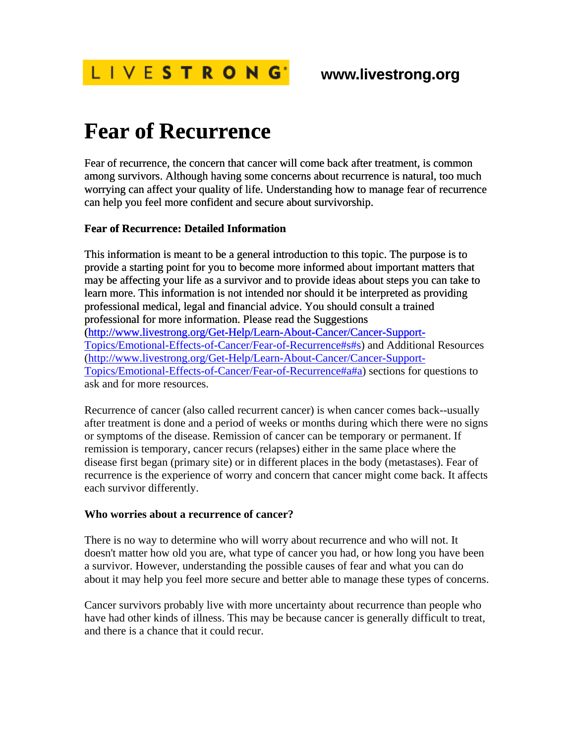LIVESTRONG www.livestrong.org

# Fear of Recurrence

Fear of recurrence, the concern that cancer will come back after treatment, is common among survivors. Although having some concerns about recurrence is natural, too much worrying can affect your quality of life. Understanding how to manage fear of recurrence can help you feel more confident and secure about survivorship.

**Fear of Recurrence: Detailed Information**

This information is meant to be a general introduction to this topic. The purpose is to provide a starting point for you to become more informed about important matters that may be affecting your life as a survivor and to provide ideas about steps you can take to learn more. This information is not intended nor should it be interpreted as providing professional medical, legal and financial advice. You should consult a trained professional for more information. Please read the Suggestions (http://www.livestrong.org/Get-Help/Learn-About-Cancer/Cancer-Support-Topics/Emotional-Effects-of-Cancer/Fear-of-Recurrence#s#s) and Additional Resources (http://www.livestrong.org/Get-Help/Learn-About-Cancer/Cancer-Support-Topics/Emotional-Effects-of-Cancer/Fear-of-Recurrence#a#a) sections for questions to ask and for more resources.

Recurrence of cancer (also called recurrent cancer) is when cancer comes back--usually after treatment is done and a period of weeks or months during which there were no signs or symptoms of the disease. Remission of cancer can be temporary or permanent. If remission is temporary, cancer recurs (relapses) either in the same place where the disease first began (primary site) or in different places in the body (metastases). Fear of recurrence is the experience of worry and concern that cancer might come back. It affects each survivor differently.

**Who worries about a recurrence of cancer?**

There is no way to determine who will worry about recurrence and who will not. It doesn't matter how old you are, what type of cancer you had, or how long you have been a survivor. However, understanding the possible causes of fear and what you can do about it may help you feel more secure and better able to manage these types of concerns.

Cancer survivors probably live with more uncertainty about recurrence than people who have had other kinds of illness. This may be because cancer is generally difficult to treat, and there is a chance that it could recur.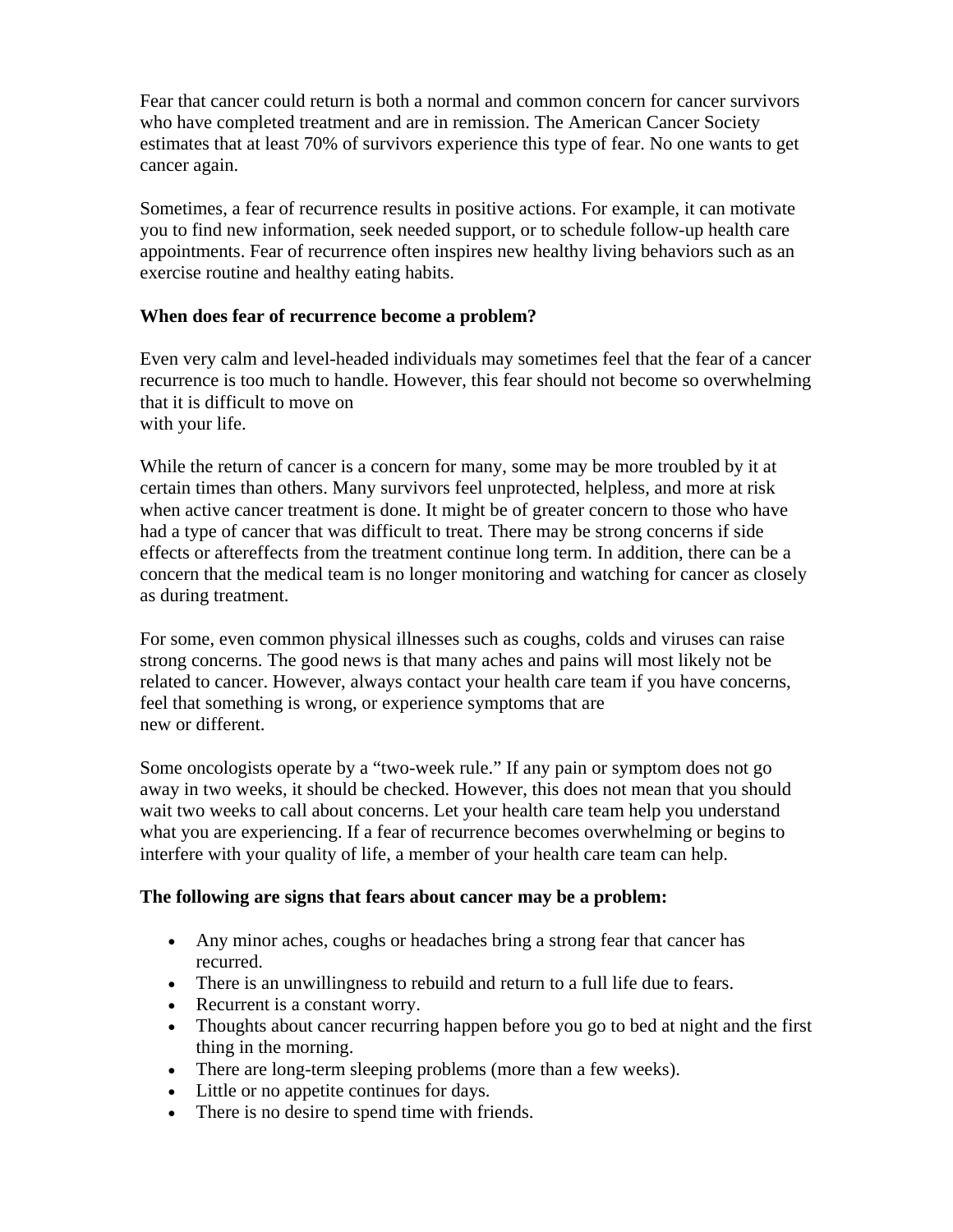Fear that cancer could return is both a normal and common concern for cancer survivors who have completed treatment and are in remission. The American Cancer Society estimates that at least 70% of survivors experience this type of fear. No one wants to get cancer again.

Sometimes, a fear of recurrence results in positive actions. For example, it can motivate you to find new information, seek needed support, or to schedule follow-up health care appointments. Fear of recurrence often inspires new healthy living behaviors such as an exercise routine and healthy eating habits.

**When does fear of recurrence become a problem?**

Even very calm and level-headed individuals may sometimes feel that the fear of a cancer recurrence is too much to handle. However, this fear should not become so overwhelming that it is difficult to move on with your life.

While the return of cancer is a concern for many, some may be more troubled by it at certain times than others. Many survivors feel unprotected, helpless, and more at risk when active cancer treatment is done. It might be of greater concern to those who have had a type of cancer that was difficult to treat. There may be strong concerns if side effects or aftereffects from the treatment continue long term. In addition, there can be a concern that the medical team is no longer monitoring and watching for cancer as closely as during treatment.

For some, even common physical illnesses such as coughs, colds and viruses can raise strong concerns. The good news is that many aches and pains will most likely not be related to cancer. However, always contact your health care team if you have concerns, feel that something is wrong, or experience symptoms that are new or different.

Some oncologists operate by a "two-week rule." If any pain or symptom does not go away in two weeks, it should be checked. However, this does not mean that you should wait two weeks to call about concerns. Let your health care team help you understand what you are experiencing. If a fear of recurrence becomes overwhelming or begins to interfere with your quality of life, a member of your health care team can help.

**The following are signs that fears about cancer may be a problem:**

- Any minor aches, coughs or headaches bring a strong fear that cancer has recurred.
- There is an unwillingness to rebuild and return to a full life due to fears.
- Recurrent is a constant worry.
- Thoughts about cancer recurring happen before you go to bed at night and the first thing in the morning.
- There are long-term sleeping problems (more than a few weeks).
- Little or no appetite continues for days.
- There is no desire to spend time with friends.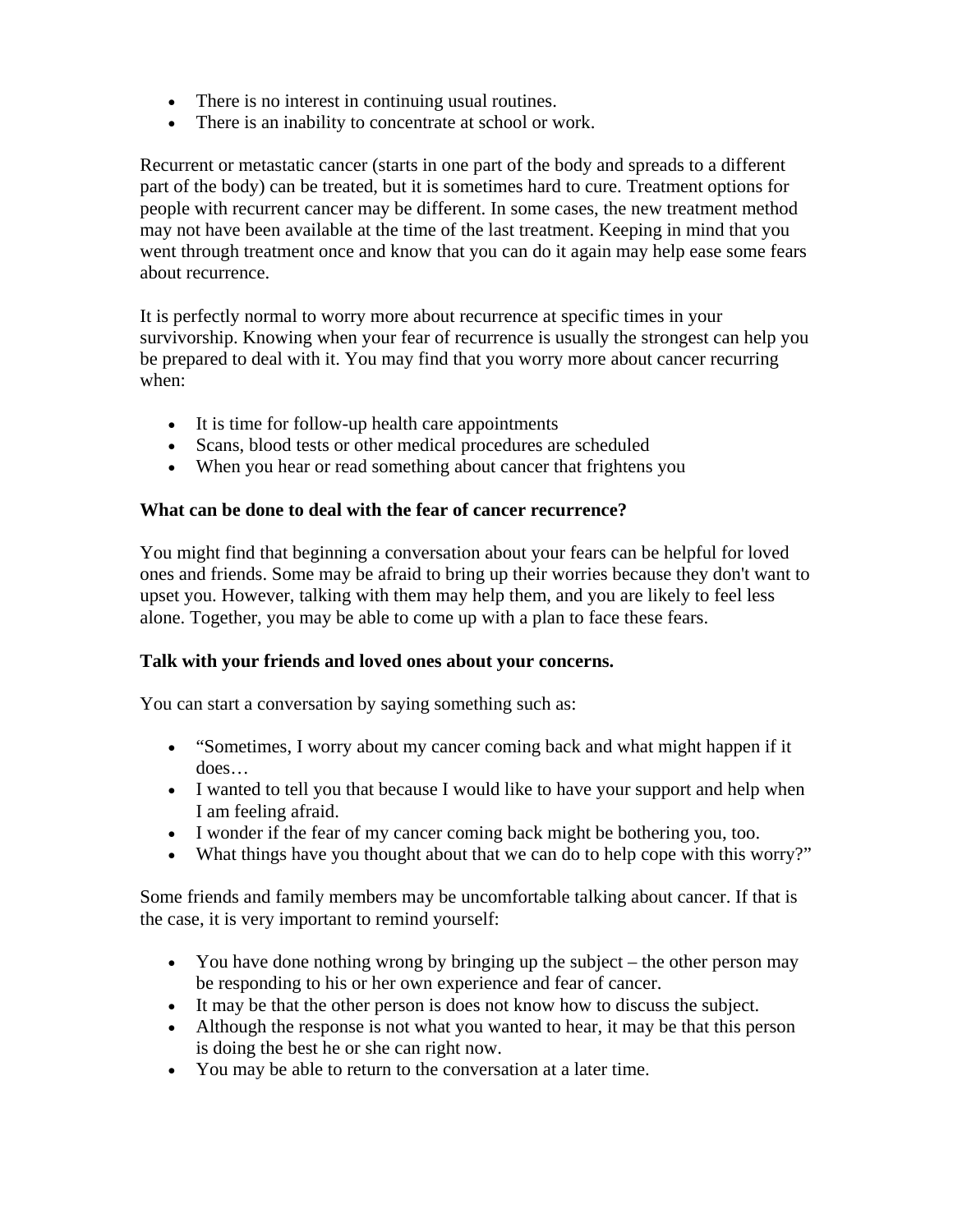- There is no interest in continuing usual routines.
- There is an inability to concentrate at school or work.

Recurrent or metastatic cancer (starts in one part of the body and spreads to a different part of the body) can be treated, but it is sometimes hard to cure. Treatment options for people with recurrent cancer may be different. In some cases, the new treatment method may not have been available at the time of the last treatment. Keeping in mind that you went through treatment once and know that you can do it again may help ease some fears about recurrence.

It is perfectly normal to worry more about recurrence at specific times in your survivorship. Knowing when your fear of recurrence is usually the strongest can help you be prepared to deal with it. You may find that you worry more about cancer recurring when:

- It is time for follow-up health care appointments
- Scans, blood tests or other medical procedures are scheduled
- When you hear or read something about cancer that frightens you

**What can be done to deal with the fear of cancer recurrence?**

You might find that beginning a conversation about your fears can be helpful for loved ones and friends. Some may be afraid to bring up their worries because they don't want to upset you. However, talking with them may help them, and you are likely to feel less alone. Together, you may be able to come up with a plan to face these fears.

**Talk with your friends and loved ones about your concerns.**

You can start a conversation by saying something such as:

- "Sometimes, I worry about my cancer coming back and what might happen if it does…
- I wanted to tell you that because I would like to have your support and help when I am feeling afraid.
- I wonder if the fear of my cancer coming back might be bothering you, too.
- What things have you thought about that we can do to help cope with this worry?"

Some friends and family members may be uncomfortable talking about cancer. If that is the case, it is very important to remind yourself:

- You have done nothing wrong by bringing up the subject – the other person may be responding to his or her own experience and fear of cancer.
- It may be that the other person is does not know how to discuss the subject.
- Although the response is not what you wanted to hear, it may be that this person is doing the best he or she can right now.
- You may be able to return to the conversation at a later time.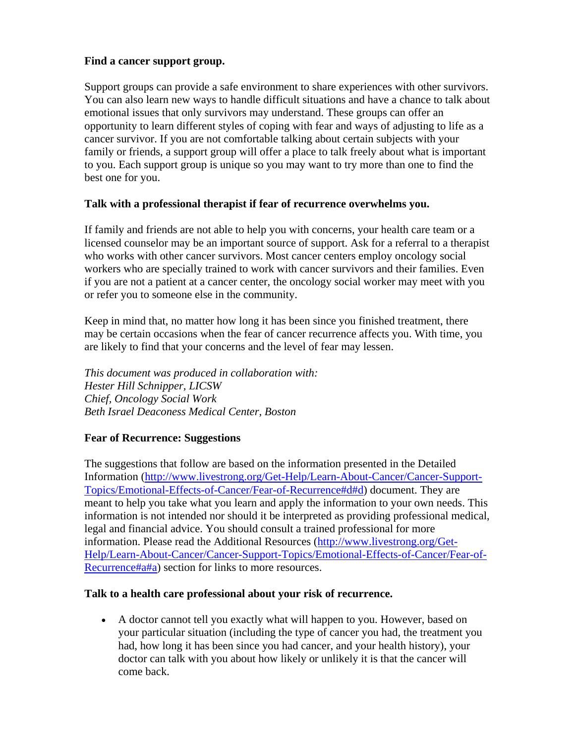**Find a cancer support group.**

Support groups can provide a safe environment to share experiences with other survivors. You can also learn new ways to handle difficult situations and have a chance to talk about emotional issues that only survivors may understand. These groups can offer an opportunity to learn different styles of coping with fear and ways of adjusting to life as a cancer survivor. If you are not comfortable talking about certain subjects with your family or friends, a support group will offer a place to talk freely about what is important to you. Each support group is unique so you may want to try more than one to find the best one for you.

**Talk with a professional therapist if fear of recurrence overwhelms you.**

If family and friends are not able to help you with concerns, your health care team or a licensed counselor may be an important source of support. Ask for a referral to a therapist who works with other cancer survivors. Most cancer centers employ oncology social workers who are specially trained to work with cancer survivors and their families. Even if you are not a patient at a cancer center, the oncology social worker may meet with you or refer you to someone else in the community.

Keep in mind that, no matter how long it has been since you finished treatment, there may be certain occasions when the fear of cancer recurrence affects you. With time, you are likely to find that your concerns and the level of fear may lessen.

*This document was produced in collaboration with:*
*Hester Hill Schnipper, LICSW*
*Chief, Oncology Social Work*
*Beth Israel Deaconess Medical Center, Boston*

**Fear of Recurrence: Suggestions**

The suggestions that follow are based on the information presented in the Detailed Information (http://www.livestrong.org/Get-Help/Learn-About-Cancer/Cancer-Support-Topics/Emotional-Effects-of-Cancer/Fear-of-Recurrence#d#d) document. They are meant to help you take what you learn and apply the information to your own needs. This information is not intended nor should it be interpreted as providing professional medical, legal and financial advice. You should consult a trained professional for more information. Please read the Additional Resources (http://www.livestrong.org/Get-Help/Learn-About-Cancer/Cancer-Support-Topics/Emotional-Effects-of-Cancer/Fear-of-Recurrence#a#a) section for links to more resources.

**Talk to a health care professional about your risk of recurrence.**

- A doctor cannot tell you exactly what will happen to you. However, based on your particular situation (including the type of cancer you had, the treatment you had, how long it has been since you had cancer, and your health history), your doctor can talk with you about how likely or unlikely it is that the cancer will come back.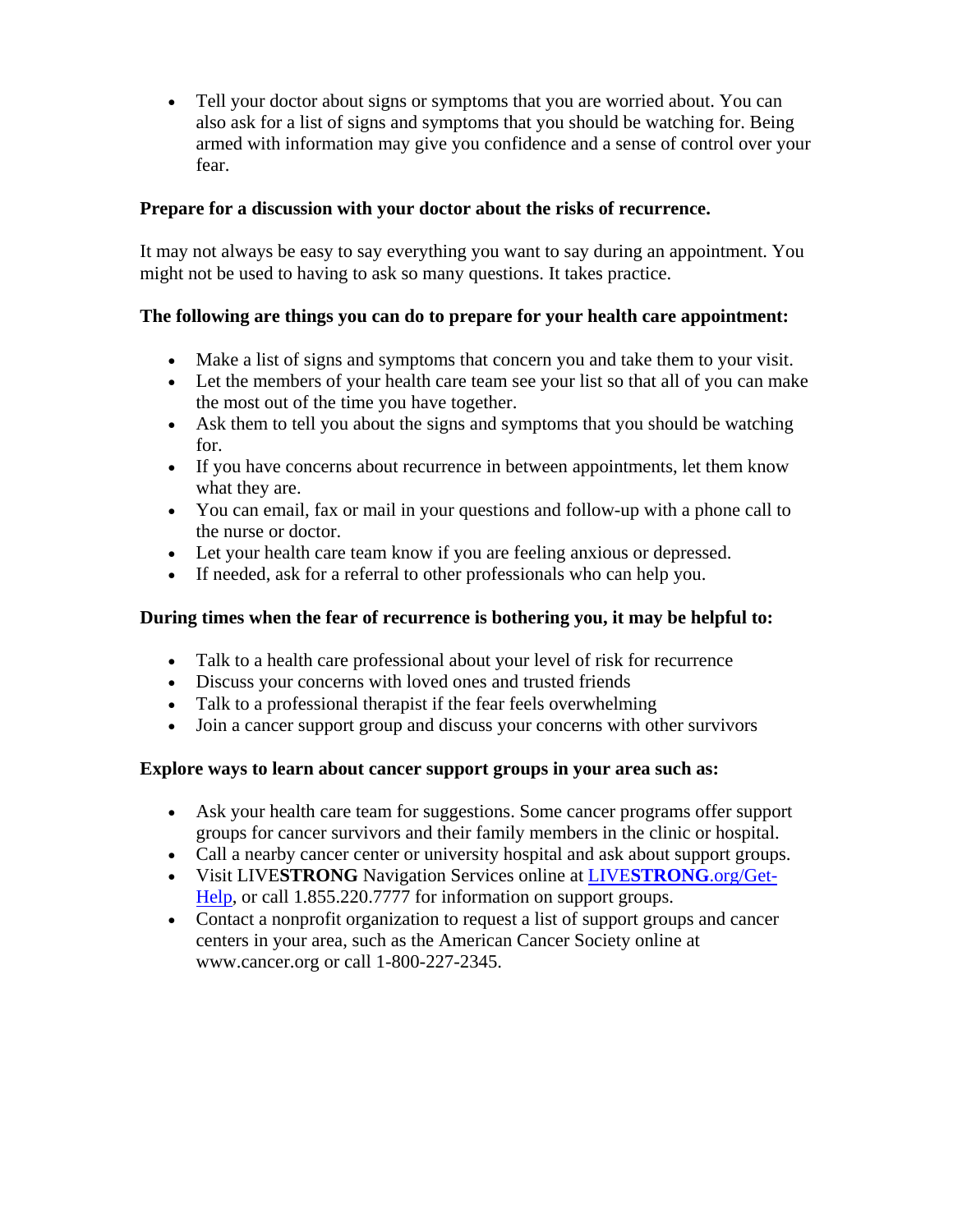- Tell your doctor about signs or symptoms that you are worried about. You can also ask for a list of signs and symptoms that you should be watching for. Being armed with information may give you confidence and a sense of control over your fear.

**Prepare for a discussion with your doctor about the risks of recurrence.**

It may not always be easy to say everything you want to say during an appointment. You might not be used to having to ask so many questions. It takes practice.

**The following are things you can do to prepare for your health care appointment:**

- Make a list of signs and symptoms that concern you and take them to your visit.
- Let the members of your health care team see your list so that all of you can make the most out of the time you have together.
- Ask them to tell you about the signs and symptoms that you should be watching for.
- If you have concerns about recurrence in between appointments, let them know what they are.
- You can email, fax or mail in your questions and follow-up with a phone call to the nurse or doctor.
- Let your health care team know if you are feeling anxious or depressed.
- If needed, ask for a referral to other professionals who can help you.

**During times when the fear of recurrence is bothering you, it may be helpful to:**

- Talk to a health care professional about your level of risk for recurrence
- Discuss your concerns with loved ones and trusted friends
- Talk to a professional therapist if the fear feels overwhelming
- Join a cancer support group and discuss your concerns with other survivors

**Explore ways to learn about cancer support groups in your area such as:**

- Ask your health care team for suggestions. Some cancer programs offer support groups for cancer survivors and their family members in the clinic or hospital.
- Call a nearby cancer center or university hospital and ask about support groups.
- Visit LIVE**STRONG** Navigation Services online at LIVE**STRONG**.org/Get-Help, or call 1.855.220.7777 for information on support groups.
- Contact a nonprofit organization to request a list of support groups and cancer centers in your area, such as the American Cancer Society online at www.cancer.org or call 1-800-227-2345.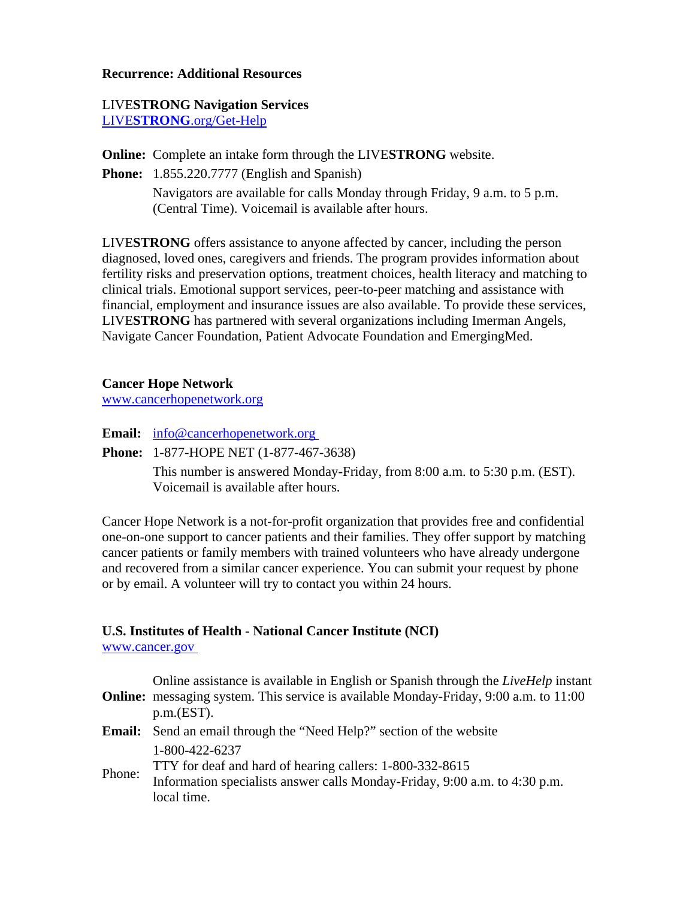**Recurrence: Additional Resources**

LIVE**STRONG Navigation Services**
LIVE**STRONG**.org/Get-Help

**Online:** Complete an intake form through the LIVE**STRONG** website.

**Phone:** 1.855.220.7777 (English and Spanish)
Navigators are available for calls Monday through Friday, 9 a.m. to 5 p.m. (Central Time). Voicemail is available after hours.

LIVE**STRONG** offers assistance to anyone affected by cancer, including the person diagnosed, loved ones, caregivers and friends. The program provides information about fertility risks and preservation options, treatment choices, health literacy and matching to clinical trials. Emotional support services, peer-to-peer matching and assistance with financial, employment and insurance issues are also available. To provide these services, LIVE**STRONG** has partnered with several organizations including Imerman Angels, Navigate Cancer Foundation, Patient Advocate Foundation and EmergingMed.

**Cancer Hope Network**
www.cancerhopenetwork.org

**Email:** info@cancerhopenetwork.org

**Phone:** 1-877-HOPE NET (1-877-467-3638)
This number is answered Monday-Friday, from 8:00 a.m. to 5:30 p.m. (EST). Voicemail is available after hours.

Cancer Hope Network is a not-for-profit organization that provides free and confidential one-on-one support to cancer patients and their families. They offer support by matching cancer patients or family members with trained volunteers who have already undergone and recovered from a similar cancer experience. You can submit your request by phone or by email. A volunteer will try to contact you within 24 hours.

**U.S. Institutes of Health - National Cancer Institute (NCI)**
www.cancer.gov

**Online:** Online assistance is available in English or Spanish through the *LiveHelp* instant messaging system. This service is available Monday-Friday, 9:00 a.m. to 11:00 p.m.(EST).

**Email:** Send an email through the "Need Help?" section of the website

Phone: 1-800-422-6237
TTY for deaf and hard of hearing callers: 1-800-332-8615
Information specialists answer calls Monday-Friday, 9:00 a.m. to 4:30 p.m. local time.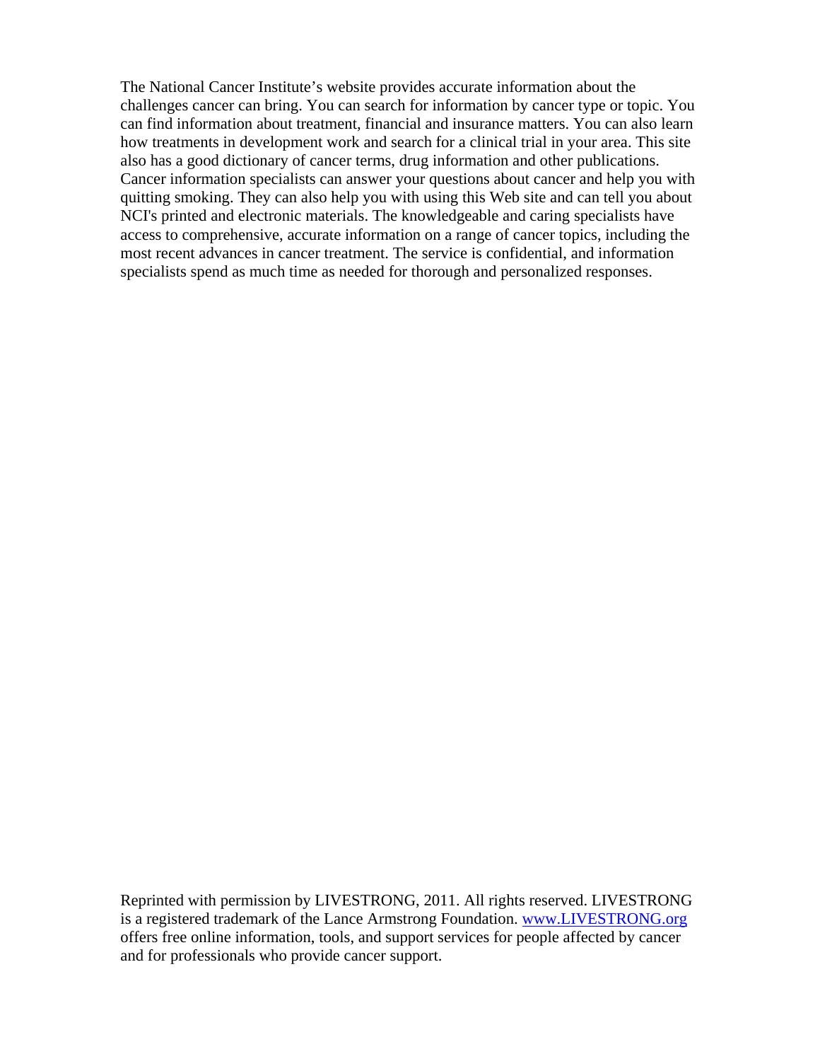The National Cancer Institute's website provides accurate information about the challenges cancer can bring. You can search for information by cancer type or topic. You can find information about treatment, financial and insurance matters. You can also learn how treatments in development work and search for a clinical trial in your area. This site also has a good dictionary of cancer terms, drug information and other publications. Cancer information specialists can answer your questions about cancer and help you with quitting smoking. They can also help you with using this Web site and can tell you about NCI's printed and electronic materials. The knowledgeable and caring specialists have access to comprehensive, accurate information on a range of cancer topics, including the most recent advances in cancer treatment. The service is confidential, and information specialists spend as much time as needed for thorough and personalized responses.

Reprinted with permission by LIVESTRONG, 2011. All rights reserved. LIVESTRONG is a registered trademark of the Lance Armstrong Foundation. [www.LIVESTRONG.org](http://www.LIVESTRONG.org) offers free online information, tools, and support services for people affected by cancer and for professionals who provide cancer support.